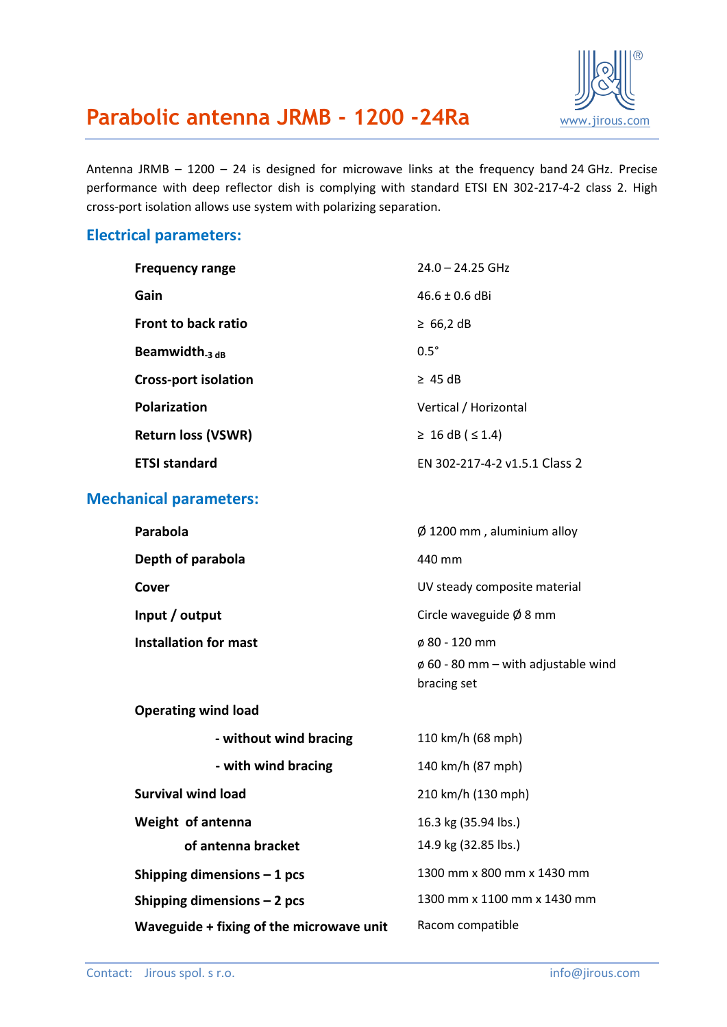# Parabolic antenna JRMB - 1200 -24Ra

www.jirous.com

Antenna JRMB – 1200 – 24 is designed for microwave links at the frequency band 24 GHz. Precise performance with deep reflector dish is complying with standard ETSI EN 302-217-4-2 class 2. High cross-port isolation allows use system with polarizing separation.

## Electrical parameters:

| | |
|---|---|
| **Frequency range** | 24.0 – 24.25 GHz |
| **Gain** | 46.6 ± 0.6 dBi |
| **Front to back ratio** | ≥ 66,2 dB |
| **Beamwidth$_{-3\ dB}$** | 0.5° |
| **Cross-port isolation** | ≥ 45 dB |
| **Polarization** | Vertical / Horizontal |
| **Return loss (VSWR)** | ≥ 16 dB ( ≤ 1.4) |
| **ETSI standard** | EN 302-217-4-2 v1.5.1 Class 2 |

## Mechanical parameters:

| | |
|---|---|
| **Parabola** | Ø 1200 mm , aluminium alloy |
| **Depth of parabola** | 440 mm |
| **Cover** | UV steady composite material |
| **Input / output** | Circle waveguide Ø 8 mm |
| **Installation for mast** | ø 80 - 120 mm<br>ø 60 - 80 mm – with adjustable wind bracing set |
| **Operating wind load** | |
| **- without wind bracing** | 110 km/h (68 mph) |
| **- with wind bracing** | 140 km/h (87 mph) |
| **Survival wind load** | 210 km/h (130 mph) |
| **Weight of antenna** | 16.3 kg (35.94 lbs.) |
| **of antenna bracket** | 14.9 kg (32.85 lbs.) |
| **Shipping dimensions – 1 pcs** | 1300 mm x 800 mm x 1430 mm |
| **Shipping dimensions – 2 pcs** | 1300 mm x 1100 mm x 1430 mm |
| **Waveguide + fixing of the microwave unit** | Racom compatible |

Contact: Jirous spol. s r.o. info@jirous.com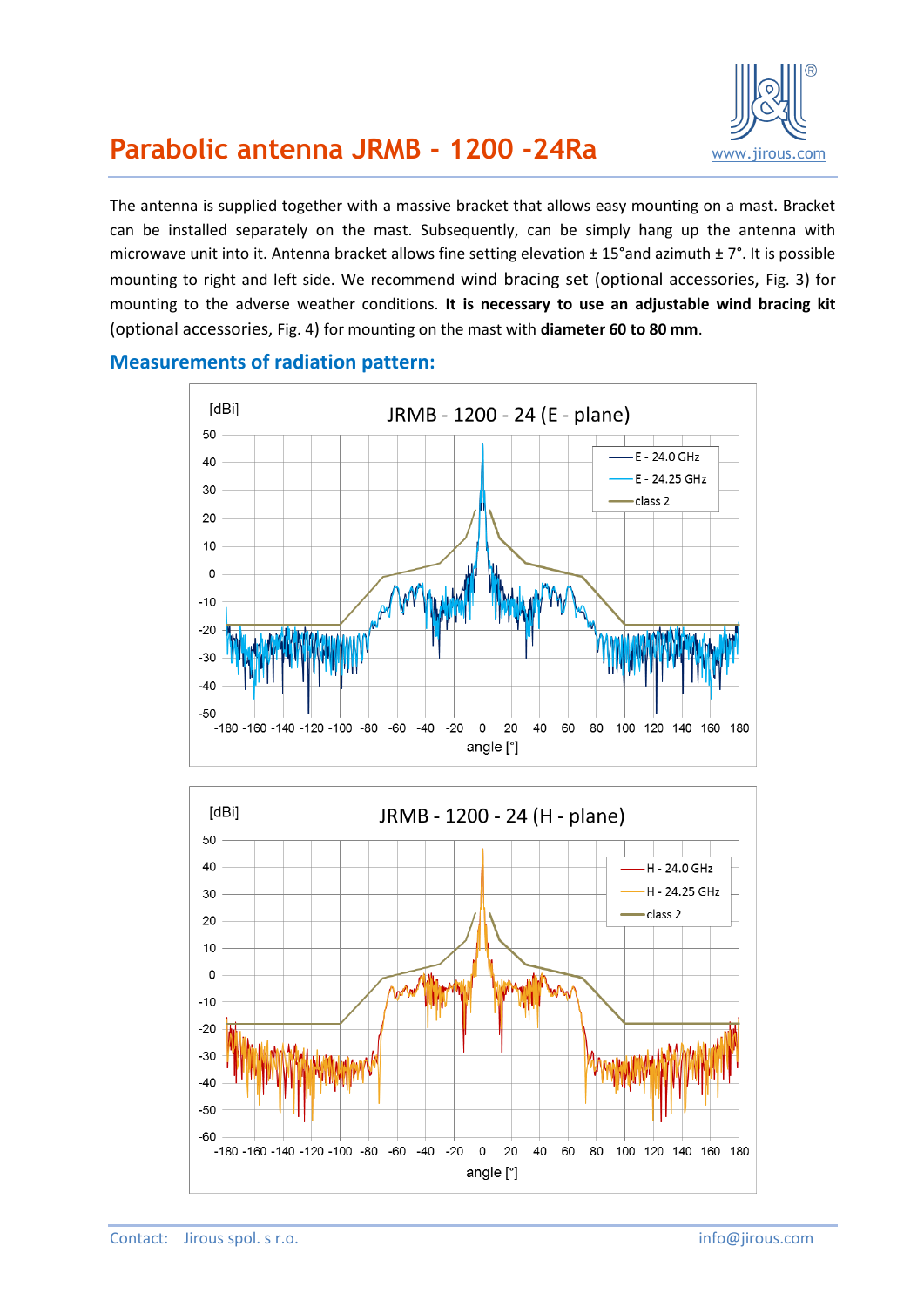# Parabolic antenna JRMB - 1200 -24Ra

The antenna is supplied together with a massive bracket that allows easy mounting on a mast. Bracket can be installed separately on the mast. Subsequently, can be simply hang up the antenna with microwave unit into it. Antenna bracket allows fine setting elevation ± 15°and azimuth ± 7°. It is possible mounting to right and left side. We recommend wind bracing set (optional accessories, Fig. 3) for mounting to the adverse weather conditions. **It is necessary to use an adjustable wind bracing kit** (optional accessories, Fig. 4) for mounting on the mast with **diameter 60 to 80 mm**.

## Measurements of radiation pattern: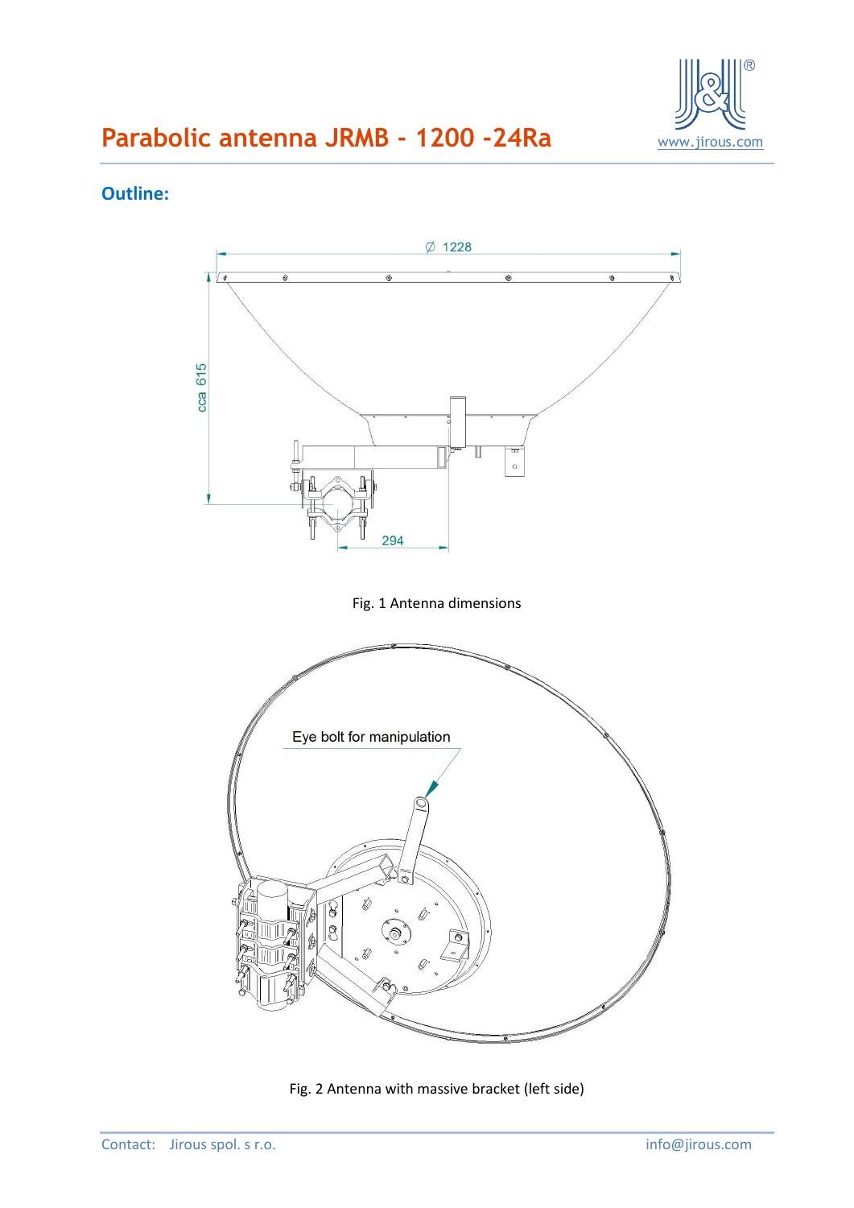# Parabolic antenna JRMB - 1200 -24Ra

## Outline:

Fig. 1 Antenna dimensions

Fig. 2 Antenna with massive bracket (left side)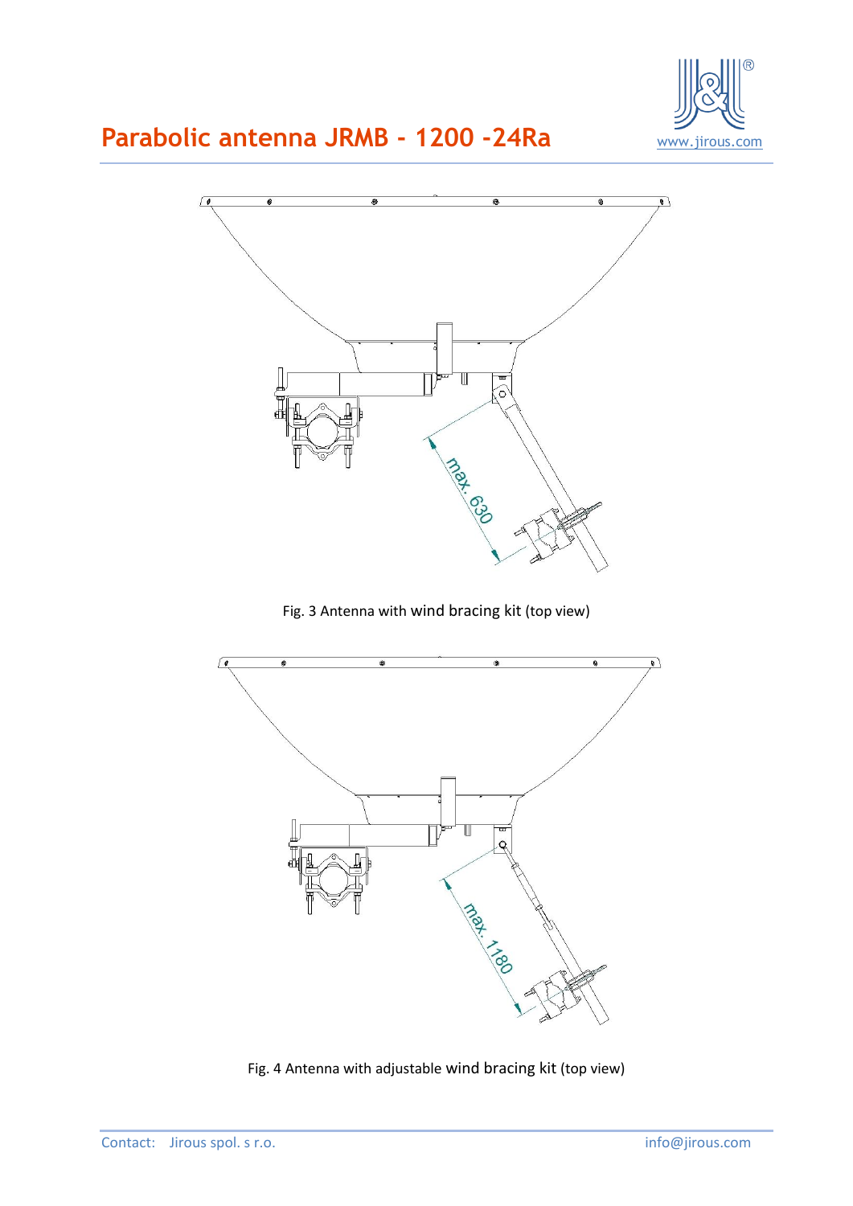max. 630

Fig. 3 Antenna with wind bracing kit (top view)

max. 1180

Fig. 4 Antenna with adjustable wind bracing kit (top view)